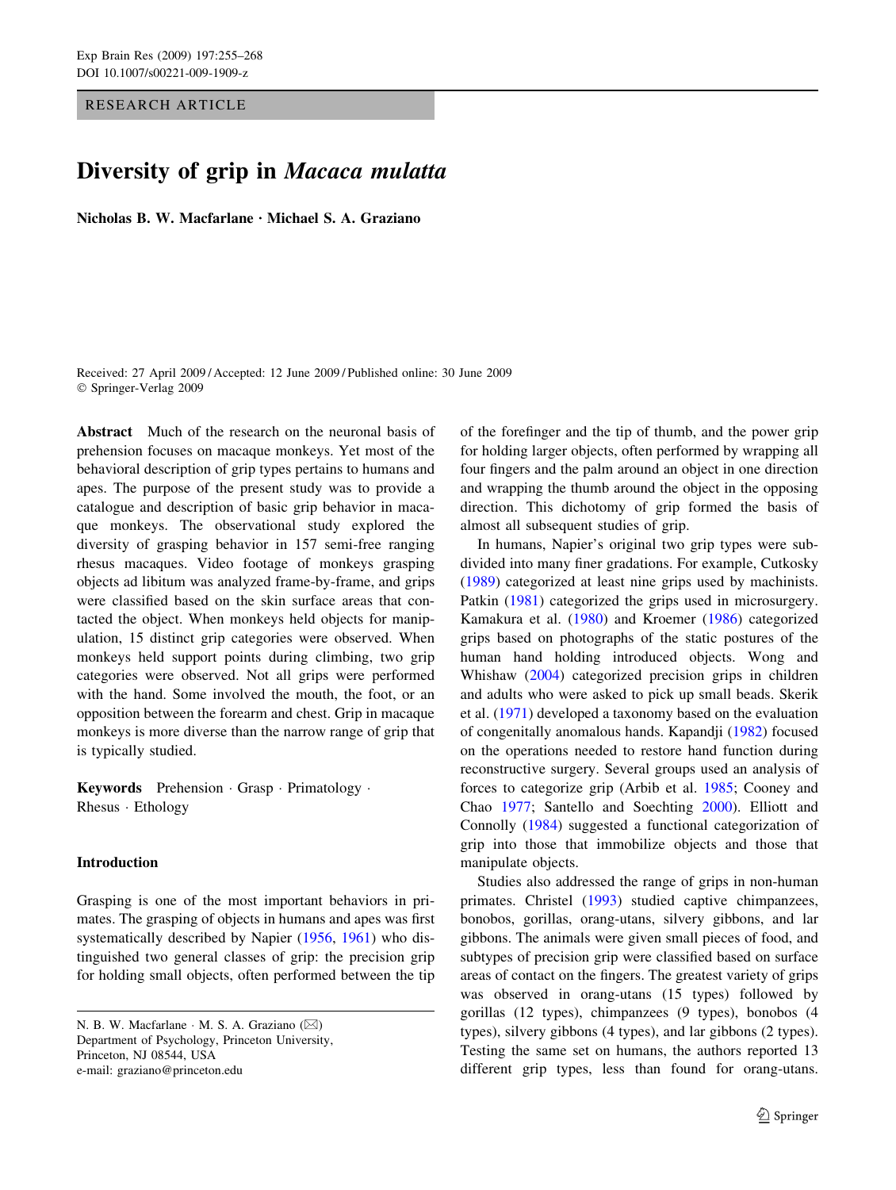RESEARCH ARTICLE

# Diversity of grip in *Macaca mulatta*

**Nicholas B. W. Macfarlane · Michael S. A. Graziano**

Received: 27 April 2009 / Accepted: 12 June 2009 / Published online: 30 June 2009
© Springer-Verlag 2009

**Abstract** Much of the research on the neuronal basis of prehension focuses on macaque monkeys. Yet most of the behavioral description of grip types pertains to humans and apes. The purpose of the present study was to provide a catalogue and description of basic grip behavior in macaque monkeys. The observational study explored the diversity of grasping behavior in 157 semi-free ranging rhesus macaques. Video footage of monkeys grasping objects ad libitum was analyzed frame-by-frame, and grips were classified based on the skin surface areas that contacted the object. When monkeys held objects for manipulation, 15 distinct grip categories were observed. When monkeys held support points during climbing, two grip categories were observed. Not all grips were performed with the hand. Some involved the mouth, the foot, or an opposition between the forearm and chest. Grip in macaque monkeys is more diverse than the narrow range of grip that is typically studied.

**Keywords** Prehension · Grasp · Primatology · Rhesus · Ethology

## Introduction

Grasping is one of the most important behaviors in primates. The grasping of objects in humans and apes was first systematically described by Napier (1956, 1961) who distinguished two general classes of grip: the precision grip for holding small objects, often performed between the tip of the forefinger and the tip of thumb, and the power grip for holding larger objects, often performed by wrapping all four fingers and the palm around an object in one direction and wrapping the thumb around the object in the opposing direction. This dichotomy of grip formed the basis of almost all subsequent studies of grip.

In humans, Napier's original two grip types were subdivided into many finer gradations. For example, Cutkosky (1989) categorized at least nine grips used by machinists. Patkin (1981) categorized the grips used in microsurgery. Kamakura et al. (1980) and Kroemer (1986) categorized grips based on photographs of the static postures of the human hand holding introduced objects. Wong and Whishaw (2004) categorized precision grips in children and adults who were asked to pick up small beads. Skerik et al. (1971) developed a taxonomy based on the evaluation of congenitally anomalous hands. Kapandji (1982) focused on the operations needed to restore hand function during reconstructive surgery. Several groups used an analysis of forces to categorize grip (Arbib et al. 1985; Cooney and Chao 1977; Santello and Soechting 2000). Elliott and Connolly (1984) suggested a functional categorization of grip into those that immobilize objects and those that manipulate objects.

Studies also addressed the range of grips in non-human primates. Christel (1993) studied captive chimpanzees, bonobos, gorillas, orang-utans, silvery gibbons, and lar gibbons. The animals were given small pieces of food, and subtypes of precision grip were classified based on surface areas of contact on the fingers. The greatest variety of grips was observed in orang-utans (15 types) followed by gorillas (12 types), chimpanzees (9 types), bonobos (4 types), silvery gibbons (4 types), and lar gibbons (2 types). Testing the same set on humans, the authors reported 13 different grip types, less than found for orang-utans.

---

N. B. W. Macfarlane · M. S. A. Graziano (✉)
Department of Psychology, Princeton University,
Princeton, NJ 08544, USA
e-mail: graziano@princeton.edu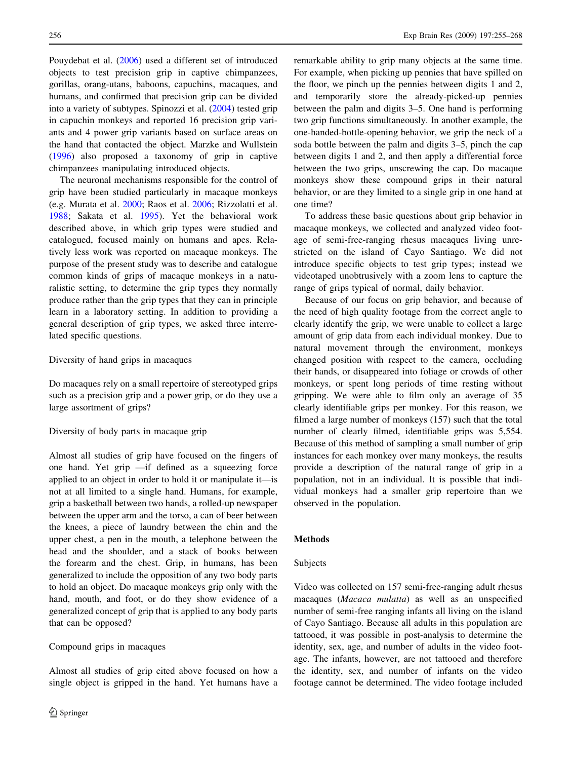Pouydebat et al. (2006) used a different set of introduced objects to test precision grip in captive chimpanzees, gorillas, orang-utans, baboons, capuchins, macaques, and humans, and confirmed that precision grip can be divided into a variety of subtypes. Spinozzi et al. (2004) tested grip in capuchin monkeys and reported 16 precision grip variants and 4 power grip variants based on surface areas on the hand that contacted the object. Marzke and Wullstein (1996) also proposed a taxonomy of grip in captive chimpanzees manipulating introduced objects.

The neuronal mechanisms responsible for the control of grip have been studied particularly in macaque monkeys (e.g. Murata et al. 2000; Raos et al. 2006; Rizzolatti et al. 1988; Sakata et al. 1995). Yet the behavioral work described above, in which grip types were studied and catalogued, focused mainly on humans and apes. Relatively less work was reported on macaque monkeys. The purpose of the present study was to describe and catalogue common kinds of grips of macaque monkeys in a naturalistic setting, to determine the grip types they normally produce rather than the grip types that they can in principle learn in a laboratory setting. In addition to providing a general description of grip types, we asked three interrelated specific questions.

### Diversity of hand grips in macaques

Do macaques rely on a small repertoire of stereotyped grips such as a precision grip and a power grip, or do they use a large assortment of grips?

### Diversity of body parts in macaque grip

Almost all studies of grip have focused on the fingers of one hand. Yet grip —if defined as a squeezing force applied to an object in order to hold it or manipulate it—is not at all limited to a single hand. Humans, for example, grip a basketball between two hands, a rolled-up newspaper between the upper arm and the torso, a can of beer between the knees, a piece of laundry between the chin and the upper chest, a pen in the mouth, a telephone between the head and the shoulder, and a stack of books between the forearm and the chest. Grip, in humans, has been generalized to include the opposition of any two body parts to hold an object. Do macaque monkeys grip only with the hand, mouth, and foot, or do they show evidence of a generalized concept of grip that is applied to any body parts that can be opposed?

### Compound grips in macaques

Almost all studies of grip cited above focused on how a single object is gripped in the hand. Yet humans have a remarkable ability to grip many objects at the same time. For example, when picking up pennies that have spilled on the floor, we pinch up the pennies between digits 1 and 2, and temporarily store the already-picked-up pennies between the palm and digits 3–5. One hand is performing two grip functions simultaneously. In another example, the one-handed-bottle-opening behavior, we grip the neck of a soda bottle between the palm and digits 3–5, pinch the cap between digits 1 and 2, and then apply a differential force between the two grips, unscrewing the cap. Do macaque monkeys show these compound grips in their natural behavior, or are they limited to a single grip in one hand at one time?

To address these basic questions about grip behavior in macaque monkeys, we collected and analyzed video footage of semi-free-ranging rhesus macaques living unrestricted on the island of Cayo Santiago. We did not introduce specific objects to test grip types; instead we videotaped unobtrusively with a zoom lens to capture the range of grips typical of normal, daily behavior.

Because of our focus on grip behavior, and because of the need of high quality footage from the correct angle to clearly identify the grip, we were unable to collect a large amount of grip data from each individual monkey. Due to natural movement through the environment, monkeys changed position with respect to the camera, occluding their hands, or disappeared into foliage or crowds of other monkeys, or spent long periods of time resting without gripping. We were able to film only an average of 35 clearly identifiable grips per monkey. For this reason, we filmed a large number of monkeys (157) such that the total number of clearly filmed, identifiable grips was 5,554. Because of this method of sampling a small number of grip instances for each monkey over many monkeys, the results provide a description of the natural range of grip in a population, not in an individual. It is possible that individual monkeys had a smaller grip repertoire than we observed in the population.

## Methods

### Subjects

Video was collected on 157 semi-free-ranging adult rhesus macaques (*Macaca mulatta*) as well as an unspecified number of semi-free ranging infants all living on the island of Cayo Santiago. Because all adults in this population are tattooed, it was possible in post-analysis to determine the identity, sex, age, and number of adults in the video footage. The infants, however, are not tattooed and therefore the identity, sex, and number of infants on the video footage cannot be determined. The video footage included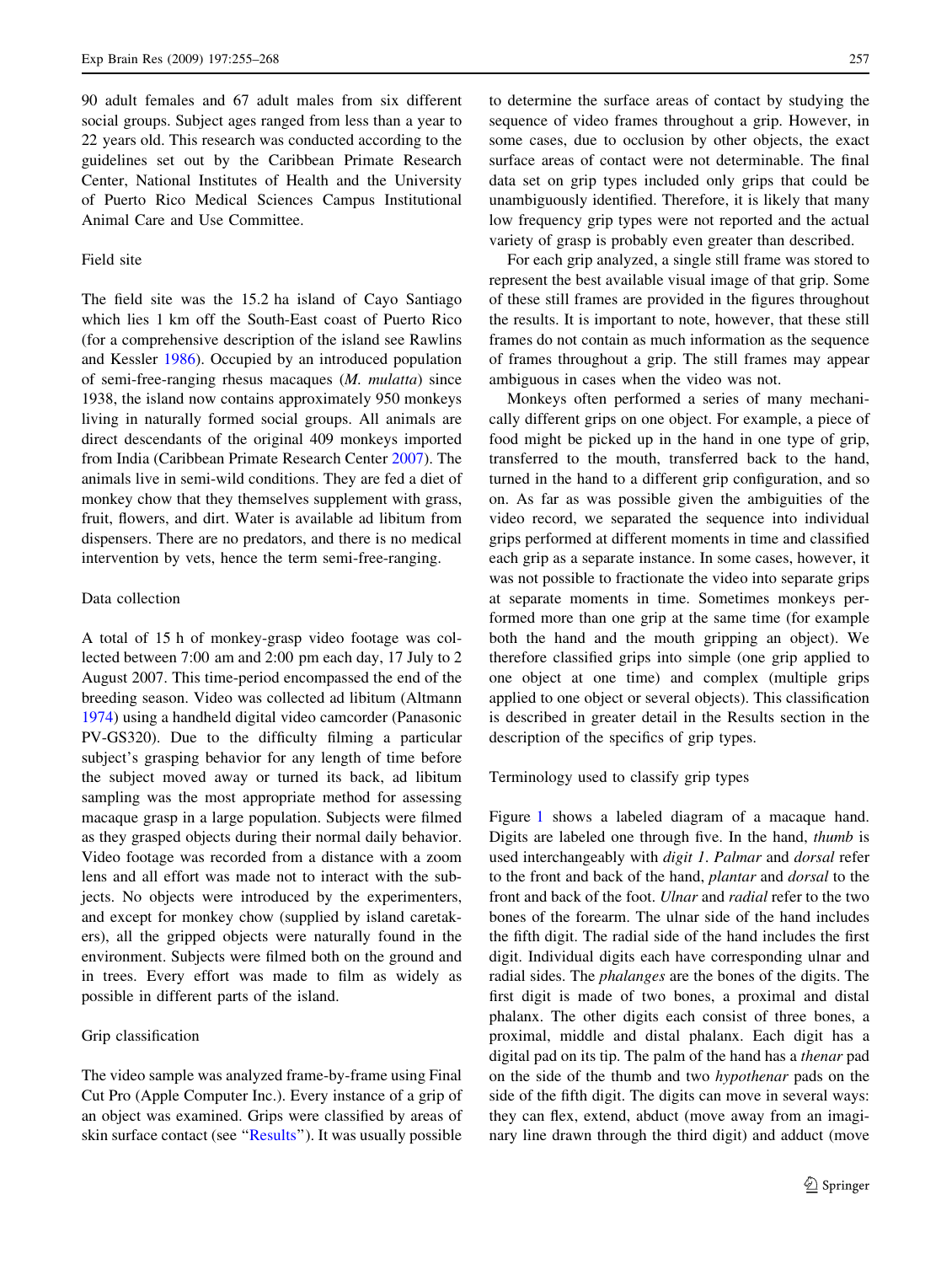90 adult females and 67 adult males from six different social groups. Subject ages ranged from less than a year to 22 years old. This research was conducted according to the guidelines set out by the Caribbean Primate Research Center, National Institutes of Health and the University of Puerto Rico Medical Sciences Campus Institutional Animal Care and Use Committee.

### Field site

The field site was the 15.2 ha island of Cayo Santiago which lies 1 km off the South-East coast of Puerto Rico (for a comprehensive description of the island see Rawlins and Kessler 1986). Occupied by an introduced population of semi-free-ranging rhesus macaques (*M. mulatta*) since 1938, the island now contains approximately 950 monkeys living in naturally formed social groups. All animals are direct descendants of the original 409 monkeys imported from India (Caribbean Primate Research Center 2007). The animals live in semi-wild conditions. They are fed a diet of monkey chow that they themselves supplement with grass, fruit, flowers, and dirt. Water is available ad libitum from dispensers. There are no predators, and there is no medical intervention by vets, hence the term semi-free-ranging.

### Data collection

A total of 15 h of monkey-grasp video footage was collected between 7:00 am and 2:00 pm each day, 17 July to 2 August 2007. This time-period encompassed the end of the breeding season. Video was collected ad libitum (Altmann 1974) using a handheld digital video camcorder (Panasonic PV-GS320). Due to the difficulty filming a particular subject's grasping behavior for any length of time before the subject moved away or turned its back, ad libitum sampling was the most appropriate method for assessing macaque grasp in a large population. Subjects were filmed as they grasped objects during their normal daily behavior. Video footage was recorded from a distance with a zoom lens and all effort was made not to interact with the subjects. No objects were introduced by the experimenters, and except for monkey chow (supplied by island caretakers), all the gripped objects were naturally found in the environment. Subjects were filmed both on the ground and in trees. Every effort was made to film as widely as possible in different parts of the island.

### Grip classification

The video sample was analyzed frame-by-frame using Final Cut Pro (Apple Computer Inc.). Every instance of a grip of an object was examined. Grips were classified by areas of skin surface contact (see "Results"). It was usually possible to determine the surface areas of contact by studying the sequence of video frames throughout a grip. However, in some cases, due to occlusion by other objects, the exact surface areas of contact were not determinable. The final data set on grip types included only grips that could be unambiguously identified. Therefore, it is likely that many low frequency grip types were not reported and the actual variety of grasp is probably even greater than described.

For each grip analyzed, a single still frame was stored to represent the best available visual image of that grip. Some of these still frames are provided in the figures throughout the results. It is important to note, however, that these still frames do not contain as much information as the sequence of frames throughout a grip. The still frames may appear ambiguous in cases when the video was not.

Monkeys often performed a series of many mechanically different grips on one object. For example, a piece of food might be picked up in the hand in one type of grip, transferred to the mouth, transferred back to the hand, turned in the hand to a different grip configuration, and so on. As far as was possible given the ambiguities of the video record, we separated the sequence into individual grips performed at different moments in time and classified each grip as a separate instance. In some cases, however, it was not possible to fractionate the video into separate grips at separate moments in time. Sometimes monkeys performed more than one grip at the same time (for example both the hand and the mouth gripping an object). We therefore classified grips into simple (one grip applied to one object at one time) and complex (multiple grips applied to one object or several objects). This classification is described in greater detail in the Results section in the description of the specifics of grip types.

### Terminology used to classify grip types

Figure 1 shows a labeled diagram of a macaque hand. Digits are labeled one through five. In the hand, *thumb* is used interchangeably with *digit 1*. *Palmar* and *dorsal* refer to the front and back of the hand, *plantar* and *dorsal* to the front and back of the foot. *Ulnar* and *radial* refer to the two bones of the forearm. The ulnar side of the hand includes the fifth digit. The radial side of the hand includes the first digit. Individual digits each have corresponding ulnar and radial sides. The *phalanges* are the bones of the digits. The first digit is made of two bones, a proximal and distal phalanx. The other digits each consist of three bones, a proximal, middle and distal phalanx. Each digit has a digital pad on its tip. The palm of the hand has a *thenar* pad on the side of the thumb and two *hypothenar* pads on the side of the fifth digit. The digits can move in several ways: they can flex, extend, abduct (move away from an imaginary line drawn through the third digit) and adduct (move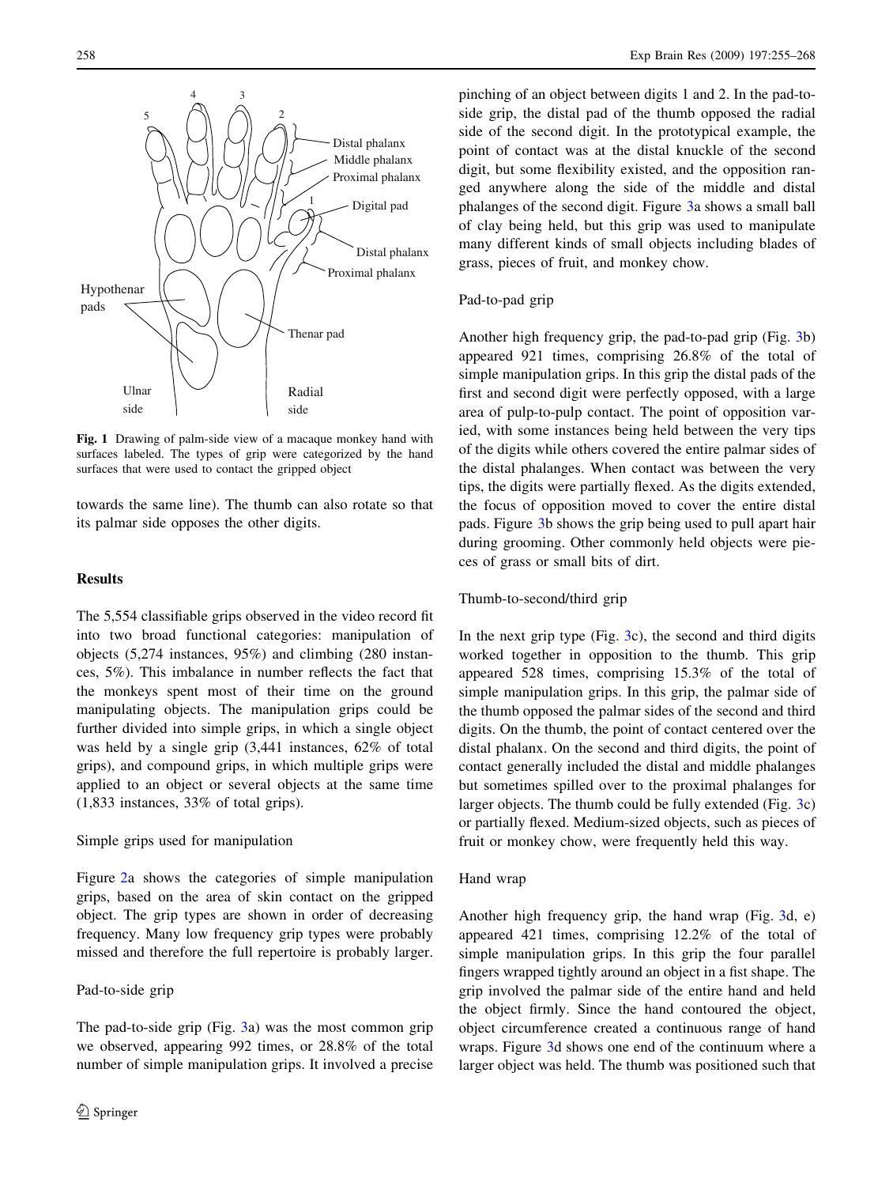**Fig. 1** Drawing of palm-side view of a macaque monkey hand with surfaces labeled. The types of grip were categorized by the hand surfaces that were used to contact the gripped object

towards the same line). The thumb can also rotate so that its palmar side opposes the other digits.

## Results

The 5,554 classifiable grips observed in the video record fit into two broad functional categories: manipulation of objects (5,274 instances, 95%) and climbing (280 instances, 5%). This imbalance in number reflects the fact that the monkeys spent most of their time on the ground manipulating objects. The manipulation grips could be further divided into simple grips, in which a single object was held by a single grip (3,441 instances, 62% of total grips), and compound grips, in which multiple grips were applied to an object or several objects at the same time (1,833 instances, 33% of total grips).

### Simple grips used for manipulation

Figure 2a shows the categories of simple manipulation grips, based on the area of skin contact on the gripped object. The grip types are shown in order of decreasing frequency. Many low frequency grip types were probably missed and therefore the full repertoire is probably larger.

#### Pad-to-side grip

The pad-to-side grip (Fig. 3a) was the most common grip we observed, appearing 992 times, or 28.8% of the total number of simple manipulation grips. It involved a precise pinching of an object between digits 1 and 2. In the pad-to-side grip, the distal pad of the thumb opposed the radial side of the second digit. In the prototypical example, the point of contact was at the distal knuckle of the second digit, but some flexibility existed, and the opposition ranged anywhere along the side of the middle and distal phalanges of the second digit. Figure 3a shows a small ball of clay being held, but this grip was used to manipulate many different kinds of small objects including blades of grass, pieces of fruit, and monkey chow.

#### Pad-to-pad grip

Another high frequency grip, the pad-to-pad grip (Fig. 3b) appeared 921 times, comprising 26.8% of the total of simple manipulation grips. In this grip the distal pads of the first and second digit were perfectly opposed, with a large area of pulp-to-pulp contact. The point of opposition varied, with some instances being held between the very tips of the digits while others covered the entire palmar sides of the distal phalanges. When contact was between the very tips, the digits were partially flexed. As the digits extended, the focus of opposition moved to cover the entire distal pads. Figure 3b shows the grip being used to pull apart hair during grooming. Other commonly held objects were pieces of grass or small bits of dirt.

#### Thumb-to-second/third grip

In the next grip type (Fig. 3c), the second and third digits worked together in opposition to the thumb. This grip appeared 528 times, comprising 15.3% of the total of simple manipulation grips. In this grip, the palmar side of the thumb opposed the palmar sides of the second and third digits. On the thumb, the point of contact centered over the distal phalanx. On the second and third digits, the point of contact generally included the distal and middle phalanges but sometimes spilled over to the proximal phalanges for larger objects. The thumb could be fully extended (Fig. 3c) or partially flexed. Medium-sized objects, such as pieces of fruit or monkey chow, were frequently held this way.

#### Hand wrap

Another high frequency grip, the hand wrap (Fig. 3d, e) appeared 421 times, comprising 12.2% of the total of simple manipulation grips. In this grip the four parallel fingers wrapped tightly around an object in a fist shape. The grip involved the palmar side of the entire hand and held the object firmly. Since the hand contoured the object, object circumference created a continuous range of hand wraps. Figure 3d shows one end of the continuum where a larger object was held. The thumb was positioned such that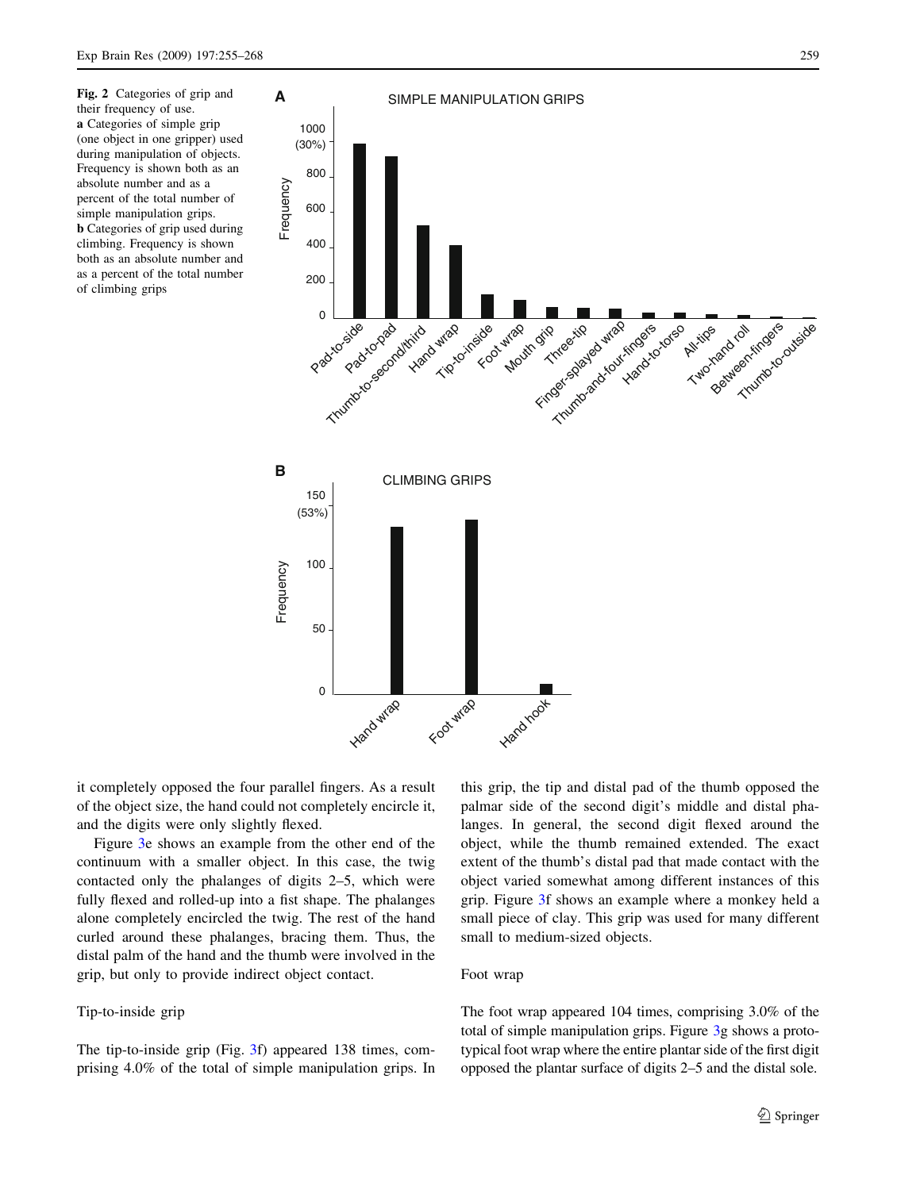Fig. 2 Categories of grip and their frequency of use. **a** Categories of simple grip (one object in one gripper) used during manipulation of objects. Frequency is shown both as an absolute number and as a percent of the total number of simple manipulation grips. **b** Categories of grip used during climbing. Frequency is shown both as an absolute number and as a percent of the total number of climbing grips

it completely opposed the four parallel fingers. As a result of the object size, the hand could not completely encircle it, and the digits were only slightly flexed.

Figure 3e shows an example from the other end of the continuum with a smaller object. In this case, the twig contacted only the phalanges of digits 2–5, which were fully flexed and rolled-up into a fist shape. The phalanges alone completely encircled the twig. The rest of the hand curled around these phalanges, bracing them. Thus, the distal palm of the hand and the thumb were involved in the grip, but only to provide indirect object contact.

### Tip-to-inside grip

The tip-to-inside grip (Fig. 3f) appeared 138 times, comprising 4.0% of the total of simple manipulation grips. In this grip, the tip and distal pad of the thumb opposed the palmar side of the second digit's middle and distal phalanges. In general, the second digit flexed around the object, while the thumb remained extended. The exact extent of the thumb's distal pad that made contact with the object varied somewhat among different instances of this grip. Figure 3f shows an example where a monkey held a small piece of clay. This grip was used for many different small to medium-sized objects.

### Foot wrap

The foot wrap appeared 104 times, comprising 3.0% of the total of simple manipulation grips. Figure 3g shows a prototypical foot wrap where the entire plantar side of the first digit opposed the plantar surface of digits 2–5 and the distal sole.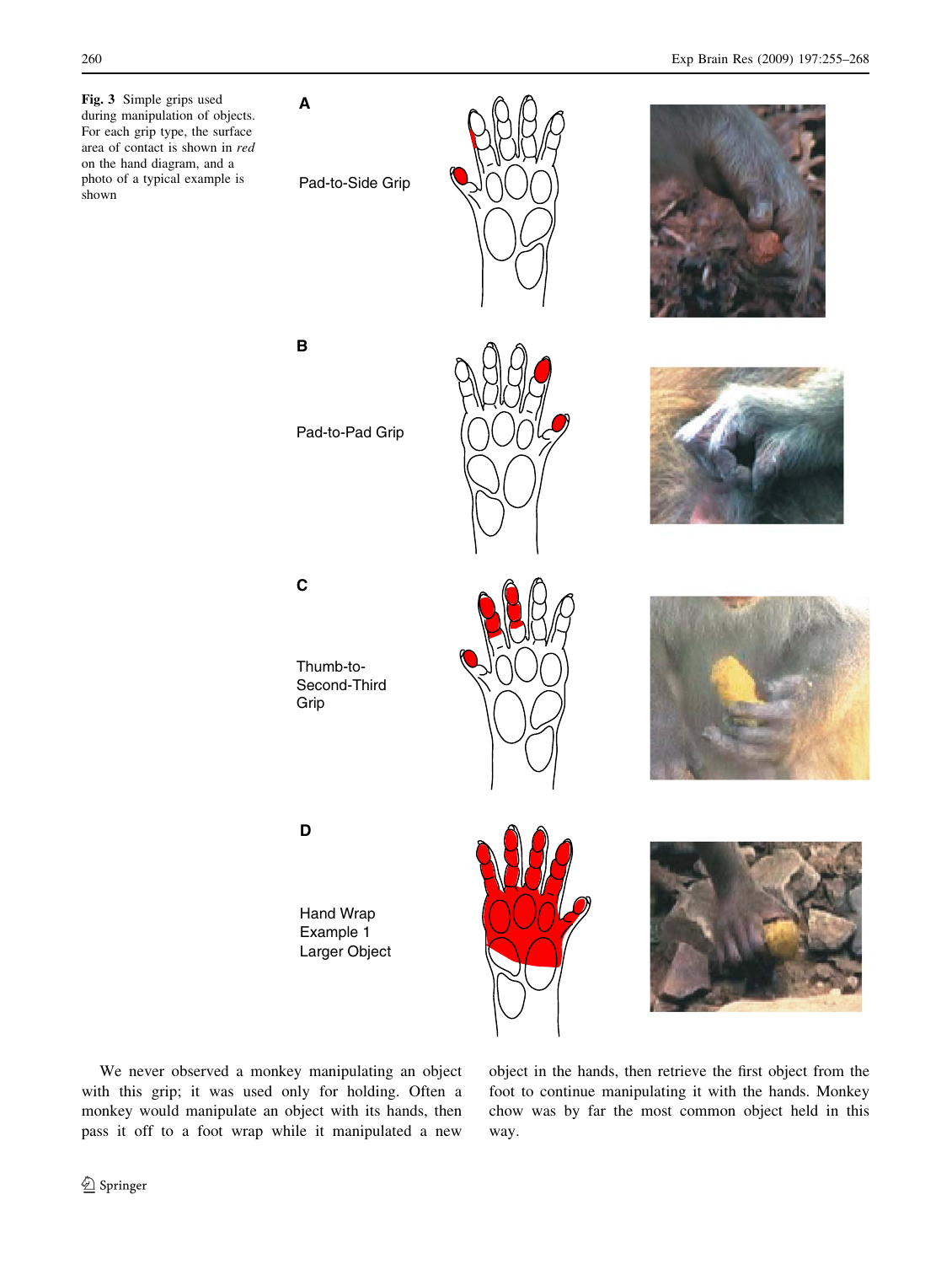**Fig. 3** Simple grips used during manipulation of objects. For each grip type, the surface area of contact is shown in *red* on the hand diagram, and a photo of a typical example is shown

**A** Pad-to-Side Grip

**B** Pad-to-Pad Grip

**C** Thumb-to-Second-Third Grip

**D** Hand Wrap Example 1 Larger Object

We never observed a monkey manipulating an object with this grip; it was used only for holding. Often a monkey would manipulate an object with its hands, then pass it off to a foot wrap while it manipulated a new object in the hands, then retrieve the first object from the foot to continue manipulating it with the hands. Monkey chow was by far the most common object held in this way.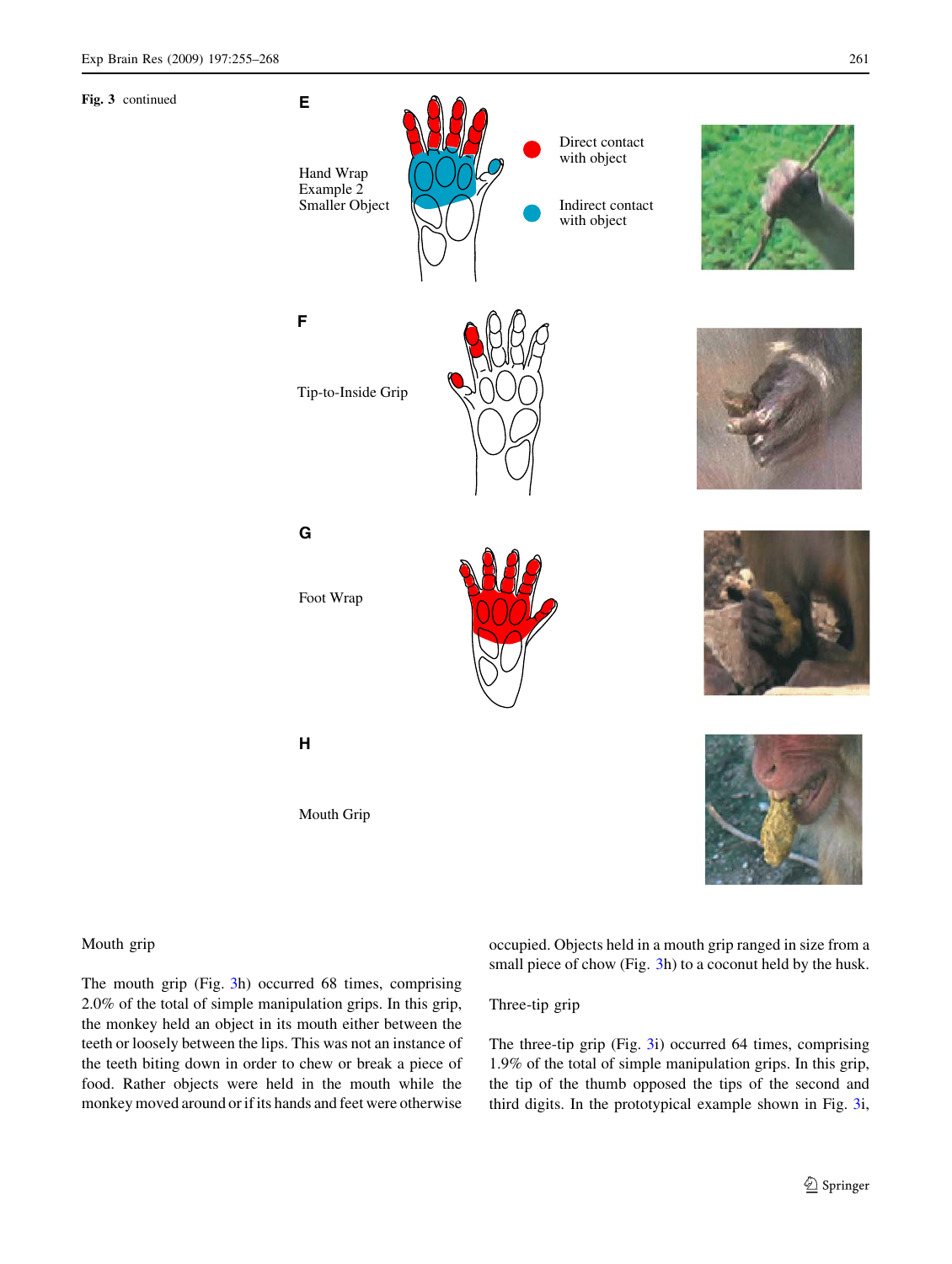**Fig. 3** continued

E

Hand Wrap Example 2 Smaller Object

Direct contact with object

Indirect contact with object

F

Tip-to-Inside Grip

G

Foot Wrap

H

Mouth Grip

Mouth grip

The mouth grip (Fig. 3h) occurred 68 times, comprising 2.0% of the total of simple manipulation grips. In this grip, the monkey held an object in its mouth either between the teeth or loosely between the lips. This was not an instance of the teeth biting down in order to chew or break a piece of food. Rather objects were held in the mouth while the monkey moved around or if its hands and feet were otherwise occupied. Objects held in a mouth grip ranged in size from a small piece of chow (Fig. 3h) to a coconut held by the husk.

Three-tip grip

The three-tip grip (Fig. 3i) occurred 64 times, comprising 1.9% of the total of simple manipulation grips. In this grip, the tip of the thumb opposed the tips of the second and third digits. In the prototypical example shown in Fig. 3i,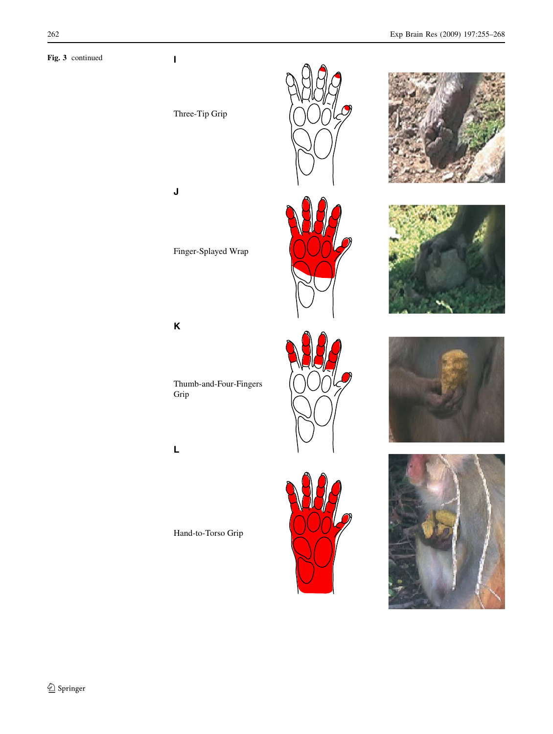**Fig. 3** continued

**I**

Three-Tip Grip

**J**

Finger-Splayed Wrap

**K**

Thumb-and-Four-Fingers Grip

**L**

Hand-to-Torso Grip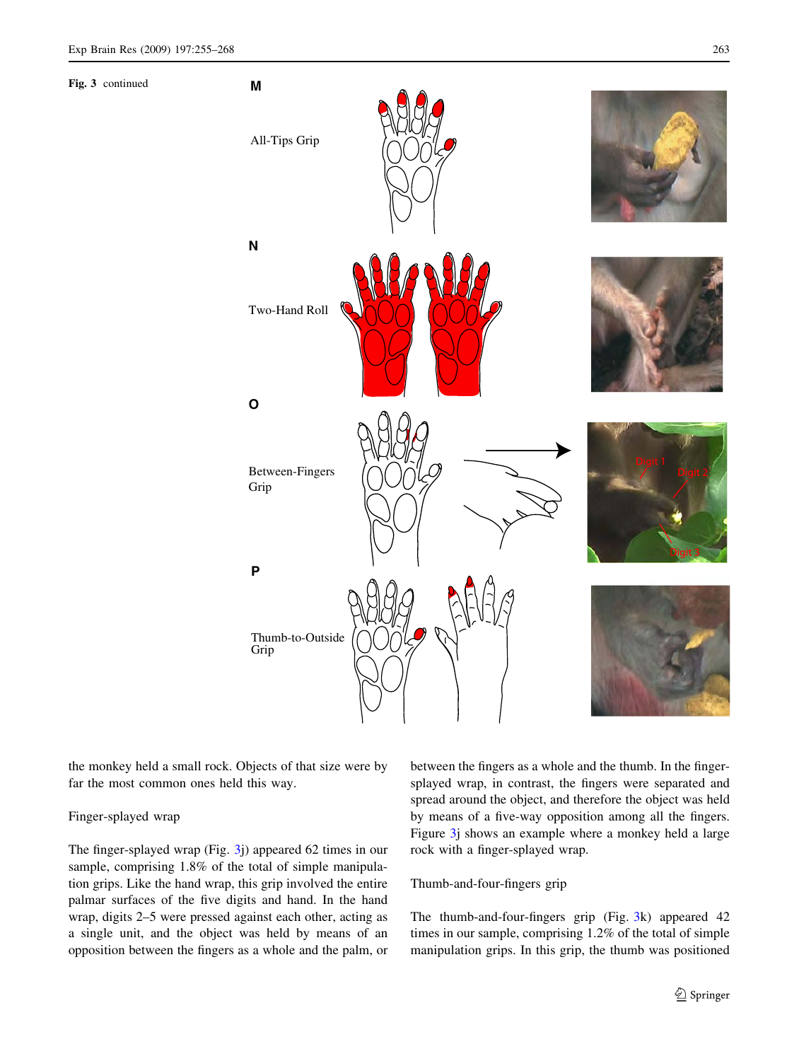Fig. 3 continued

M All-Tips Grip

N Two-Hand Roll

O Between-Fingers Grip

P Thumb-to-Outside Grip

the monkey held a small rock. Objects of that size were by far the most common ones held this way.

Finger-splayed wrap

The finger-splayed wrap (Fig. 3j) appeared 62 times in our sample, comprising 1.8% of the total of simple manipulation grips. Like the hand wrap, this grip involved the entire palmar surfaces of the five digits and hand. In the hand wrap, digits 2–5 were pressed against each other, acting as a single unit, and the object was held by means of an opposition between the fingers as a whole and the palm, or between the fingers as a whole and the thumb. In the finger-splayed wrap, in contrast, the fingers were separated and spread around the object, and therefore the object was held by means of a five-way opposition among all the fingers. Figure 3j shows an example where a monkey held a large rock with a finger-splayed wrap.

Thumb-and-four-fingers grip

The thumb-and-four-fingers grip (Fig. 3k) appeared 42 times in our sample, comprising 1.2% of the total of simple manipulation grips. In this grip, the thumb was positioned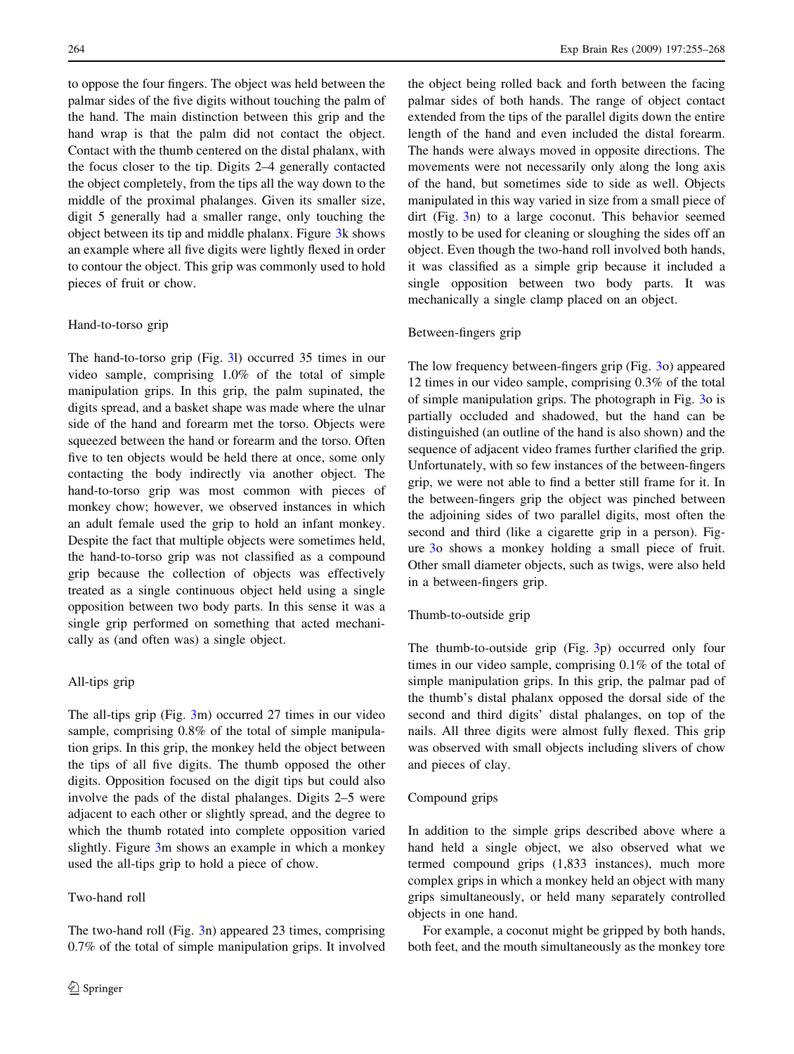to oppose the four fingers. The object was held between the palmar sides of the five digits without touching the palm of the hand. The main distinction between this grip and the hand wrap is that the palm did not contact the object. Contact with the thumb centered on the distal phalanx, with the focus closer to the tip. Digits 2–4 generally contacted the object completely, from the tips all the way down to the middle of the proximal phalanges. Given its smaller size, digit 5 generally had a smaller range, only touching the object between its tip and middle phalanx. Figure 3k shows an example where all five digits were lightly flexed in order to contour the object. This grip was commonly used to hold pieces of fruit or chow.

### Hand-to-torso grip

The hand-to-torso grip (Fig. 3l) occurred 35 times in our video sample, comprising 1.0% of the total of simple manipulation grips. In this grip, the palm supinated, the digits spread, and a basket shape was made where the ulnar side of the hand and forearm met the torso. Objects were squeezed between the hand or forearm and the torso. Often five to ten objects would be held there at once, some only contacting the body indirectly via another object. The hand-to-torso grip was most common with pieces of monkey chow; however, we observed instances in which an adult female used the grip to hold an infant monkey. Despite the fact that multiple objects were sometimes held, the hand-to-torso grip was not classified as a compound grip because the collection of objects was effectively treated as a single continuous object held using a single opposition between two body parts. In this sense it was a single grip performed on something that acted mechanically as (and often was) a single object.

### All-tips grip

The all-tips grip (Fig. 3m) occurred 27 times in our video sample, comprising 0.8% of the total of simple manipulation grips. In this grip, the monkey held the object between the tips of all five digits. The thumb opposed the other digits. Opposition focused on the digit tips but could also involve the pads of the distal phalanges. Digits 2–5 were adjacent to each other or slightly spread, and the degree to which the thumb rotated into complete opposition varied slightly. Figure 3m shows an example in which a monkey used the all-tips grip to hold a piece of chow.

### Two-hand roll

The two-hand roll (Fig. 3n) appeared 23 times, comprising 0.7% of the total of simple manipulation grips. It involved the object being rolled back and forth between the facing palmar sides of both hands. The range of object contact extended from the tips of the parallel digits down the entire length of the hand and even included the distal forearm. The hands were always moved in opposite directions. The movements were not necessarily only along the long axis of the hand, but sometimes side to side as well. Objects manipulated in this way varied in size from a small piece of dirt (Fig. 3n) to a large coconut. This behavior seemed mostly to be used for cleaning or sloughing the sides off an object. Even though the two-hand roll involved both hands, it was classified as a simple grip because it included a single opposition between two body parts. It was mechanically a single clamp placed on an object.

### Between-fingers grip

The low frequency between-fingers grip (Fig. 3o) appeared 12 times in our video sample, comprising 0.3% of the total of simple manipulation grips. The photograph in Fig. 3o is partially occluded and shadowed, but the hand can be distinguished (an outline of the hand is also shown) and the sequence of adjacent video frames further clarified the grip. Unfortunately, with so few instances of the between-fingers grip, we were not able to find a better still frame for it. In the between-fingers grip the object was pinched between the adjoining sides of two parallel digits, most often the second and third (like a cigarette grip in a person). Figure 3o shows a monkey holding a small piece of fruit. Other small diameter objects, such as twigs, were also held in a between-fingers grip.

### Thumb-to-outside grip

The thumb-to-outside grip (Fig. 3p) occurred only four times in our video sample, comprising 0.1% of the total of simple manipulation grips. In this grip, the palmar pad of the thumb's distal phalanx opposed the dorsal side of the second and third digits' distal phalanges, on top of the nails. All three digits were almost fully flexed. This grip was observed with small objects including slivers of chow and pieces of clay.

### Compound grips

In addition to the simple grips described above where a hand held a single object, we also observed what we termed compound grips (1,833 instances), much more complex grips in which a monkey held an object with many grips simultaneously, or held many separately controlled objects in one hand.

For example, a coconut might be gripped by both hands, both feet, and the mouth simultaneously as the monkey tore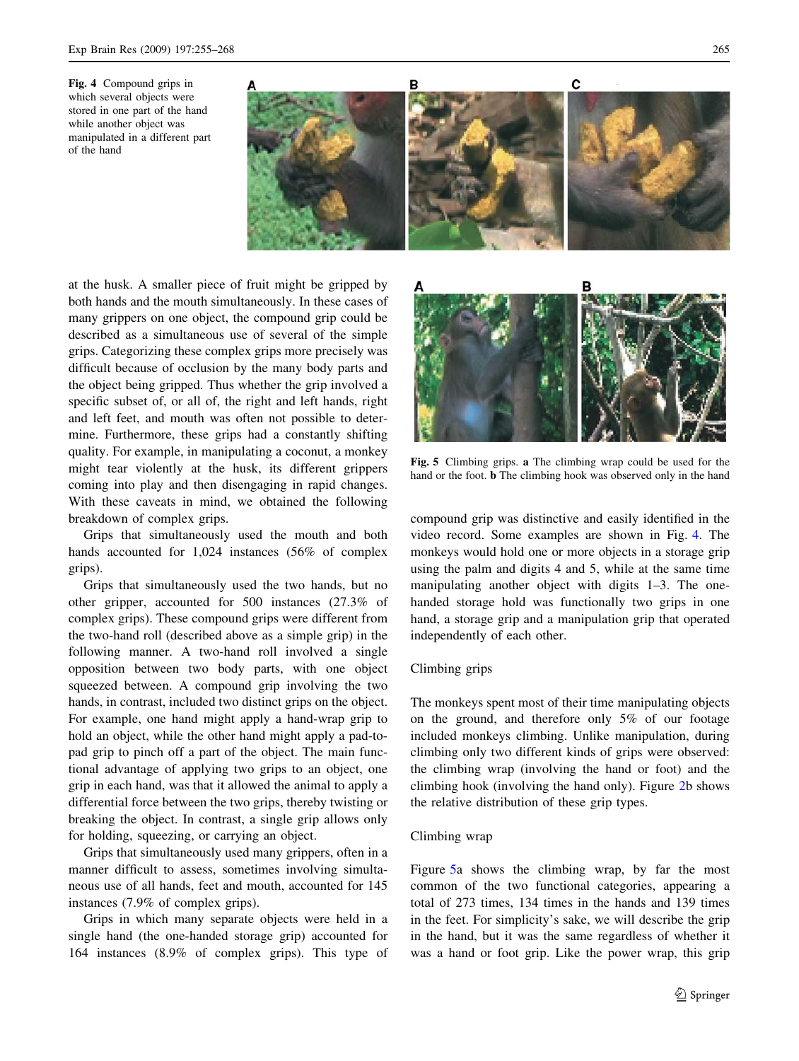Fig. 4 Compound grips in which several objects were stored in one part of the hand while another object was manipulated in a different part of the hand

at the husk. A smaller piece of fruit might be gripped by both hands and the mouth simultaneously. In these cases of many grippers on one object, the compound grip could be described as a simultaneous use of several of the simple grips. Categorizing these complex grips more precisely was difficult because of occlusion by the many body parts and the object being gripped. Thus whether the grip involved a specific subset of, or all of, the right and left hands, right and left feet, and mouth was often not possible to determine. Furthermore, these grips had a constantly shifting quality. For example, in manipulating a coconut, a monkey might tear violently at the husk, its different grippers coming into play and then disengaging in rapid changes. With these caveats in mind, we obtained the following breakdown of complex grips.

Grips that simultaneously used the mouth and both hands accounted for 1,024 instances (56% of complex grips).

Grips that simultaneously used the two hands, but no other gripper, accounted for 500 instances (27.3% of complex grips). These compound grips were different from the two-hand roll (described above as a simple grip) in the following manner. A two-hand roll involved a single opposition between two body parts, with one object squeezed between. A compound grip involving the two hands, in contrast, included two distinct grips on the object. For example, one hand might apply a hand-wrap grip to hold an object, while the other hand might apply a pad-to-pad grip to pinch off a part of the object. The main functional advantage of applying two grips to an object, one grip in each hand, was that it allowed the animal to apply a differential force between the two grips, thereby twisting or breaking the object. In contrast, a single grip allows only for holding, squeezing, or carrying an object.

Grips that simultaneously used many grippers, often in a manner difficult to assess, sometimes involving simultaneous use of all hands, feet and mouth, accounted for 145 instances (7.9% of complex grips).

Grips in which many separate objects were held in a single hand (the one-handed storage grip) accounted for 164 instances (8.9% of complex grips). This type of compound grip was distinctive and easily identified in the video record. Some examples are shown in Fig. 4. The monkeys would hold one or more objects in a storage grip using the palm and digits 4 and 5, while at the same time manipulating another object with digits 1–3. The one-handed storage hold was functionally two grips in one hand, a storage grip and a manipulation grip that operated independently of each other.

Fig. 5 Climbing grips. **a** The climbing wrap could be used for the hand or the foot. **b** The climbing hook was observed only in the hand

### Climbing grips

The monkeys spent most of their time manipulating objects on the ground, and therefore only 5% of our footage included monkeys climbing. Unlike manipulation, during climbing only two different kinds of grips were observed: the climbing wrap (involving the hand or foot) and the climbing hook (involving the hand only). Figure 2b shows the relative distribution of these grip types.

### Climbing wrap

Figure 5a shows the climbing wrap, by far the most common of the two functional categories, appearing a total of 273 times, 134 times in the hands and 139 times in the feet. For simplicity's sake, we will describe the grip in the hand, but it was the same regardless of whether it was a hand or foot grip. Like the power wrap, this grip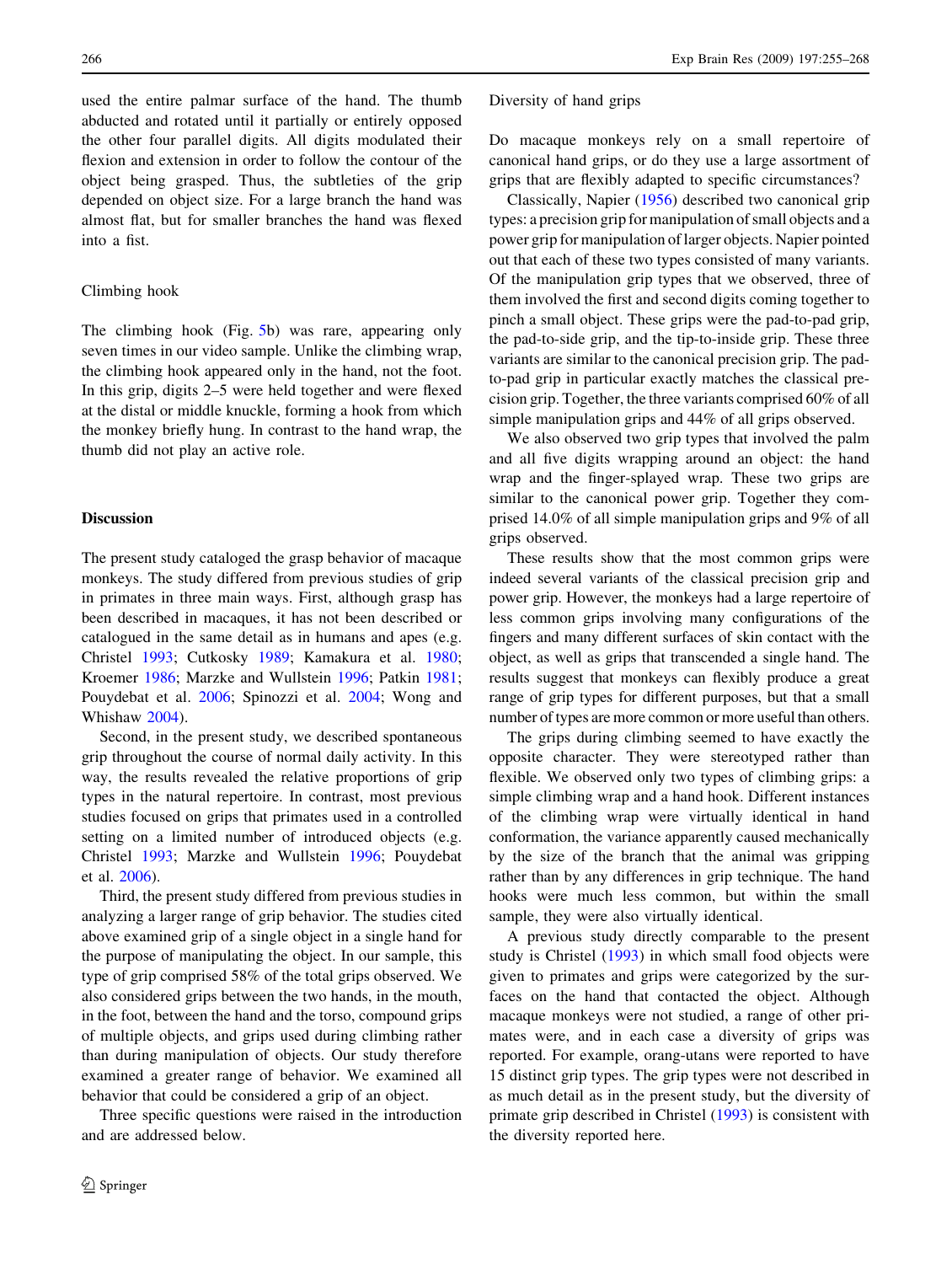used the entire palmar surface of the hand. The thumb abducted and rotated until it partially or entirely opposed the other four parallel digits. All digits modulated their flexion and extension in order to follow the contour of the object being grasped. Thus, the subtleties of the grip depended on object size. For a large branch the hand was almost flat, but for smaller branches the hand was flexed into a fist.

### Climbing hook

The climbing hook (Fig. 5b) was rare, appearing only seven times in our video sample. Unlike the climbing wrap, the climbing hook appeared only in the hand, not the foot. In this grip, digits 2–5 were held together and were flexed at the distal or middle knuckle, forming a hook from which the monkey briefly hung. In contrast to the hand wrap, the thumb did not play an active role.

## Discussion

The present study cataloged the grasp behavior of macaque monkeys. The study differed from previous studies of grip in primates in three main ways. First, although grasp has been described in macaques, it has not been described or catalogued in the same detail as in humans and apes (e.g. Christel 1993; Cutkosky 1989; Kamakura et al. 1980; Kroemer 1986; Marzke and Wullstein 1996; Patkin 1981; Pouydebat et al. 2006; Spinozzi et al. 2004; Wong and Whishaw 2004).

Second, in the present study, we described spontaneous grip throughout the course of normal daily activity. In this way, the results revealed the relative proportions of grip types in the natural repertoire. In contrast, most previous studies focused on grips that primates used in a controlled setting on a limited number of introduced objects (e.g. Christel 1993; Marzke and Wullstein 1996; Pouydebat et al. 2006).

Third, the present study differed from previous studies in analyzing a larger range of grip behavior. The studies cited above examined grip of a single object in a single hand for the purpose of manipulating the object. In our sample, this type of grip comprised 58% of the total grips observed. We also considered grips between the two hands, in the mouth, in the foot, between the hand and the torso, compound grips of multiple objects, and grips used during climbing rather than during manipulation of objects. Our study therefore examined a greater range of behavior. We examined all behavior that could be considered a grip of an object.

Three specific questions were raised in the introduction and are addressed below.

### Diversity of hand grips

Do macaque monkeys rely on a small repertoire of canonical hand grips, or do they use a large assortment of grips that are flexibly adapted to specific circumstances?

Classically, Napier (1956) described two canonical grip types: a precision grip for manipulation of small objects and a power grip for manipulation of larger objects. Napier pointed out that each of these two types consisted of many variants. Of the manipulation grip types that we observed, three of them involved the first and second digits coming together to pinch a small object. These grips were the pad-to-pad grip, the pad-to-side grip, and the tip-to-inside grip. These three variants are similar to the canonical precision grip. The pad-to-pad grip in particular exactly matches the classical precision grip. Together, the three variants comprised 60% of all simple manipulation grips and 44% of all grips observed.

We also observed two grip types that involved the palm and all five digits wrapping around an object: the hand wrap and the finger-splayed wrap. These two grips are similar to the canonical power grip. Together they comprised 14.0% of all simple manipulation grips and 9% of all grips observed.

These results show that the most common grips were indeed several variants of the classical precision grip and power grip. However, the monkeys had a large repertoire of less common grips involving many configurations of the fingers and many different surfaces of skin contact with the object, as well as grips that transcended a single hand. The results suggest that monkeys can flexibly produce a great range of grip types for different purposes, but that a small number of types are more common or more useful than others.

The grips during climbing seemed to have exactly the opposite character. They were stereotyped rather than flexible. We observed only two types of climbing grips: a simple climbing wrap and a hand hook. Different instances of the climbing wrap were virtually identical in hand conformation, the variance apparently caused mechanically by the size of the branch that the animal was gripping rather than by any differences in grip technique. The hand hooks were much less common, but within the small sample, they were also virtually identical.

A previous study directly comparable to the present study is Christel (1993) in which small food objects were given to primates and grips were categorized by the surfaces on the hand that contacted the object. Although macaque monkeys were not studied, a range of other primates were, and in each case a diversity of grips was reported. For example, orang-utans were reported to have 15 distinct grip types. The grip types were not described in as much detail as in the present study, but the diversity of primate grip described in Christel (1993) is consistent with the diversity reported here.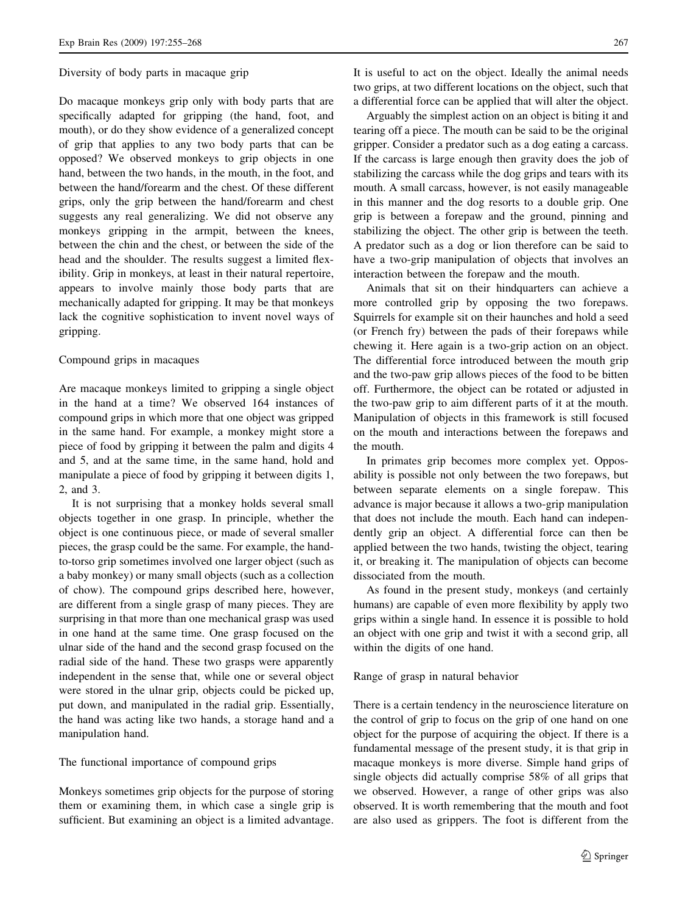### Diversity of body parts in macaque grip

Do macaque monkeys grip only with body parts that are specifically adapted for gripping (the hand, foot, and mouth), or do they show evidence of a generalized concept of grip that applies to any two body parts that can be opposed? We observed monkeys to grip objects in one hand, between the two hands, in the mouth, in the foot, and between the hand/forearm and the chest. Of these different grips, only the grip between the hand/forearm and chest suggests any real generalizing. We did not observe any monkeys gripping in the armpit, between the knees, between the chin and the chest, or between the side of the head and the shoulder. The results suggest a limited flexibility. Grip in monkeys, at least in their natural repertoire, appears to involve mainly those body parts that are mechanically adapted for gripping. It may be that monkeys lack the cognitive sophistication to invent novel ways of gripping.

### Compound grips in macaques

Are macaque monkeys limited to gripping a single object in the hand at a time? We observed 164 instances of compound grips in which more that one object was gripped in the same hand. For example, a monkey might store a piece of food by gripping it between the palm and digits 4 and 5, and at the same time, in the same hand, hold and manipulate a piece of food by gripping it between digits 1, 2, and 3.

It is not surprising that a monkey holds several small objects together in one grasp. In principle, whether the object is one continuous piece, or made of several smaller pieces, the grasp could be the same. For example, the hand-to-torso grip sometimes involved one larger object (such as a baby monkey) or many small objects (such as a collection of chow). The compound grips described here, however, are different from a single grasp of many pieces. They are surprising in that more than one mechanical grasp was used in one hand at the same time. One grasp focused on the ulnar side of the hand and the second grasp focused on the radial side of the hand. These two grasps were apparently independent in the sense that, while one or several object were stored in the ulnar grip, objects could be picked up, put down, and manipulated in the radial grip. Essentially, the hand was acting like two hands, a storage hand and a manipulation hand.

### The functional importance of compound grips

Monkeys sometimes grip objects for the purpose of storing them or examining them, in which case a single grip is sufficient. But examining an object is a limited advantage. It is useful to act on the object. Ideally the animal needs two grips, at two different locations on the object, such that a differential force can be applied that will alter the object.

Arguably the simplest action on an object is biting it and tearing off a piece. The mouth can be said to be the original gripper. Consider a predator such as a dog eating a carcass. If the carcass is large enough then gravity does the job of stabilizing the carcass while the dog grips and tears with its mouth. A small carcass, however, is not easily manageable in this manner and the dog resorts to a double grip. One grip is between a forepaw and the ground, pinning and stabilizing the object. The other grip is between the teeth. A predator such as a dog or lion therefore can be said to have a two-grip manipulation of objects that involves an interaction between the forepaw and the mouth.

Animals that sit on their hindquarters can achieve a more controlled grip by opposing the two forepaws. Squirrels for example sit on their haunches and hold a seed (or French fry) between the pads of their forepaws while chewing it. Here again is a two-grip action on an object. The differential force introduced between the mouth grip and the two-paw grip allows pieces of the food to be bitten off. Furthermore, the object can be rotated or adjusted in the two-paw grip to aim different parts of it at the mouth. Manipulation of objects in this framework is still focused on the mouth and interactions between the forepaws and the mouth.

In primates grip becomes more complex yet. Opposability is possible not only between the two forepaws, but between separate elements on a single forepaw. This advance is major because it allows a two-grip manipulation that does not include the mouth. Each hand can independently grip an object. A differential force can then be applied between the two hands, twisting the object, tearing it, or breaking it. The manipulation of objects can become dissociated from the mouth.

As found in the present study, monkeys (and certainly humans) are capable of even more flexibility by apply two grips within a single hand. In essence it is possible to hold an object with one grip and twist it with a second grip, all within the digits of one hand.

### Range of grasp in natural behavior

There is a certain tendency in the neuroscience literature on the control of grip to focus on the grip of one hand on one object for the purpose of acquiring the object. If there is a fundamental message of the present study, it is that grip in macaque monkeys is more diverse. Simple hand grips of single objects did actually comprise 58% of all grips that we observed. However, a range of other grips was also observed. It is worth remembering that the mouth and foot are also used as grippers. The foot is different from the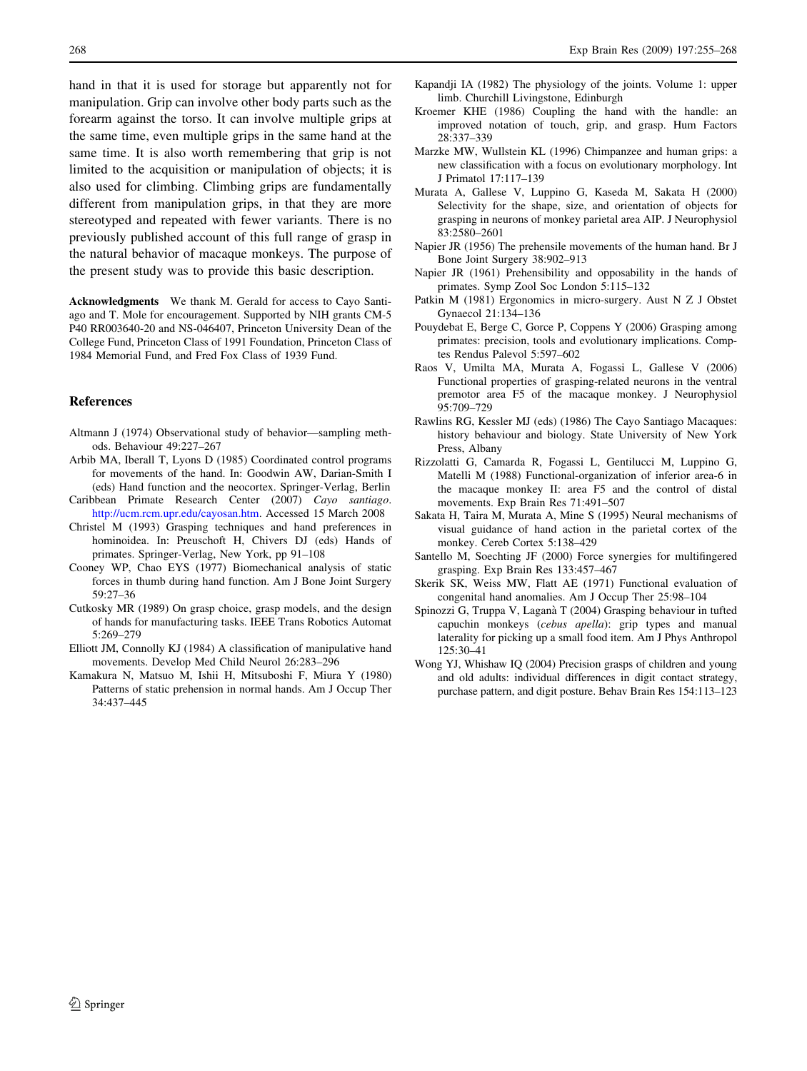hand in that it is used for storage but apparently not for manipulation. Grip can involve other body parts such as the forearm against the torso. It can involve multiple grips at the same time, even multiple grips in the same hand at the same time. It is also worth remembering that grip is not limited to the acquisition or manipulation of objects; it is also used for climbing. Climbing grips are fundamentally different from manipulation grips, in that they are more stereotyped and repeated with fewer variants. There is no previously published account of this full range of grasp in the natural behavior of macaque monkeys. The purpose of the present study was to provide this basic description.

**Acknowledgments** We thank M. Gerald for access to Cayo Santiago and T. Mole for encouragement. Supported by NIH grants CM-5 P40 RR003640-20 and NS-046407, Princeton University Dean of the College Fund, Princeton Class of 1991 Foundation, Princeton Class of 1984 Memorial Fund, and Fred Fox Class of 1939 Fund.

## References

- Altmann J (1974) Observational study of behavior—sampling methods. Behaviour 49:227–267
- Arbib MA, Iberall T, Lyons D (1985) Coordinated control programs for movements of the hand. In: Goodwin AW, Darian-Smith I (eds) Hand function and the neocortex. Springer-Verlag, Berlin
- Caribbean Primate Research Center (2007) *Cayo santiago*. http://ucm.rcm.upr.edu/cayosan.htm. Accessed 15 March 2008
- Christel M (1993) Grasping techniques and hand preferences in hominoidea. In: Preuschoft H, Chivers DJ (eds) Hands of primates. Springer-Verlag, New York, pp 91–108
- Cooney WP, Chao EYS (1977) Biomechanical analysis of static forces in thumb during hand function. Am J Bone Joint Surgery 59:27–36
- Cutkosky MR (1989) On grasp choice, grasp models, and the design of hands for manufacturing tasks. IEEE Trans Robotics Automat 5:269–279
- Elliott JM, Connolly KJ (1984) A classification of manipulative hand movements. Develop Med Child Neurol 26:283–296
- Kamakura N, Matsuo M, Ishii H, Mitsuboshi F, Miura Y (1980) Patterns of static prehension in normal hands. Am J Occup Ther 34:437–445
- Kapandji IA (1982) The physiology of the joints. Volume 1: upper limb. Churchill Livingstone, Edinburgh
- Kroemer KHE (1986) Coupling the hand with the handle: an improved notation of touch, grip, and grasp. Hum Factors 28:337–339
- Marzke MW, Wullstein KL (1996) Chimpanzee and human grips: a new classification with a focus on evolutionary morphology. Int J Primatol 17:117–139
- Murata A, Gallese V, Luppino G, Kaseda M, Sakata H (2000) Selectivity for the shape, size, and orientation of objects for grasping in neurons of monkey parietal area AIP. J Neurophysiol 83:2580–2601
- Napier JR (1956) The prehensile movements of the human hand. Br J Bone Joint Surgery 38:902–913
- Napier JR (1961) Prehensibility and opposability in the hands of primates. Symp Zool Soc London 5:115–132
- Patkin M (1981) Ergonomics in micro-surgery. Aust N Z J Obstet Gynaecol 21:134–136
- Pouydebat E, Berge C, Gorce P, Coppens Y (2006) Grasping among primates: precision, tools and evolutionary implications. Comptes Rendus Palevol 5:597–602
- Raos V, Umilta MA, Murata A, Fogassi L, Gallese V (2006) Functional properties of grasping-related neurons in the ventral premotor area F5 of the macaque monkey. J Neurophysiol 95:709–729
- Rawlins RG, Kessler MJ (eds) (1986) The Cayo Santiago Macaques: history behaviour and biology. State University of New York Press, Albany
- Rizzolatti G, Camarda R, Fogassi L, Gentilucci M, Luppino G, Matelli M (1988) Functional-organization of inferior area-6 in the macaque monkey II: area F5 and the control of distal movements. Exp Brain Res 71:491–507
- Sakata H, Taira M, Murata A, Mine S (1995) Neural mechanisms of visual guidance of hand action in the parietal cortex of the monkey. Cereb Cortex 5:138–429
- Santello M, Soechting JF (2000) Force synergies for multifingered grasping. Exp Brain Res 133:457–467
- Skerik SK, Weiss MW, Flatt AE (1971) Functional evaluation of congenital hand anomalies. Am J Occup Ther 25:98–104
- Spinozzi G, Truppa V, Laganà T (2004) Grasping behaviour in tufted capuchin monkeys (*cebus apella*): grip types and manual laterality for picking up a small food item. Am J Phys Anthropol 125:30–41
- Wong YJ, Whishaw IQ (2004) Precision grasps of children and young and old adults: individual differences in digit contact strategy, purchase pattern, and digit posture. Behav Brain Res 154:113–123